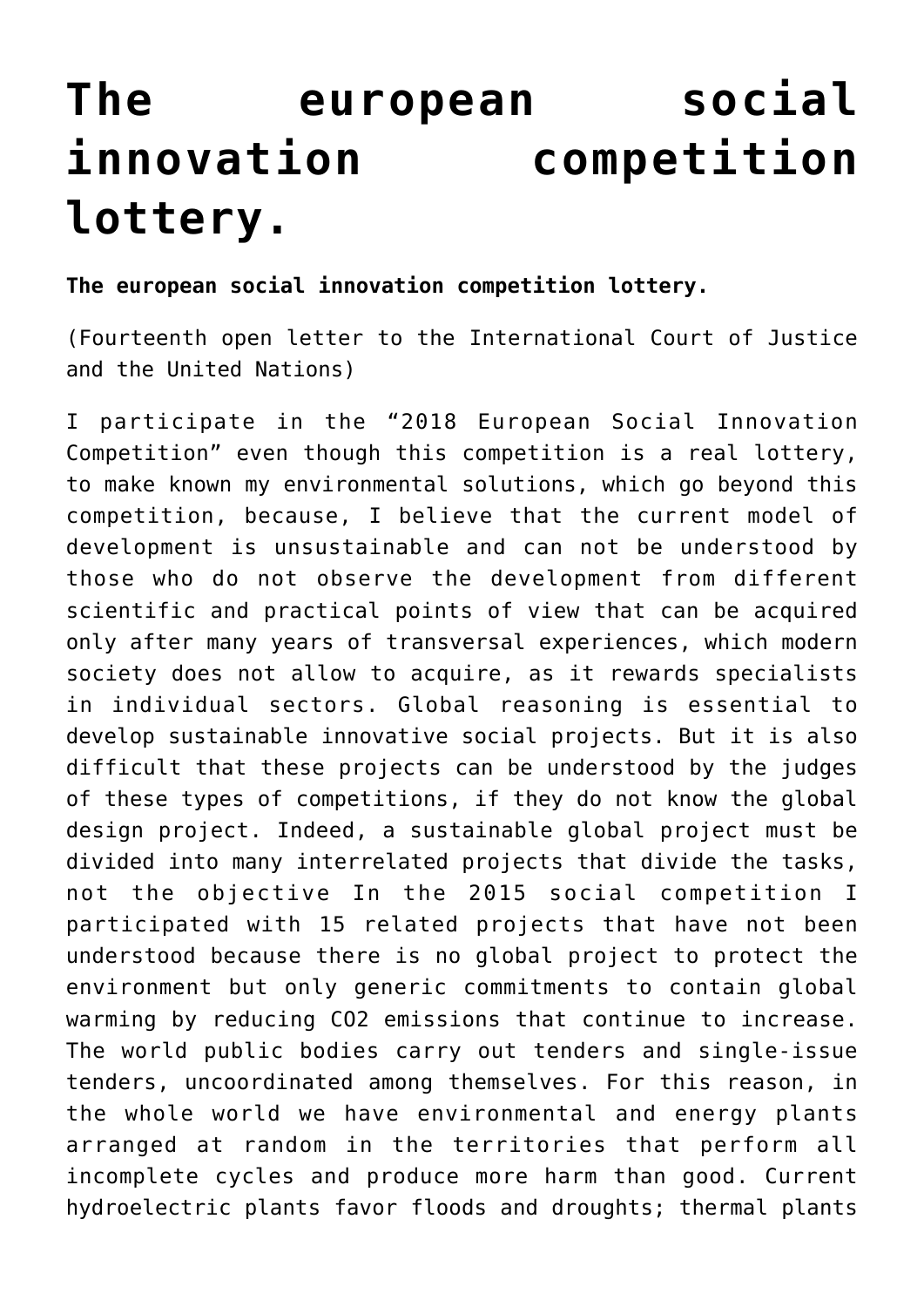# The european social innovation competition lottery.

**The european social innovation competition lottery.**

(Fourteenth open letter to the International Court of Justice and the United Nations)

I participate in the "2018 European Social Innovation Competition" even though this competition is a real lottery, to make known my environmental solutions, which go beyond this competition, because, I believe that the current model of development is unsustainable and can not be understood by those who do not observe the development from different scientific and practical points of view that can be acquired only after many years of transversal experiences, which modern society does not allow to acquire, as it rewards specialists in individual sectors. Global reasoning is essential to develop sustainable innovative social projects. But it is also difficult that these projects can be understood by the judges of these types of competitions, if they do not know the global design project. Indeed, a sustainable global project must be divided into many interrelated projects that divide the tasks, not the objective In the 2015 social competition I participated with 15 related projects that have not been understood because there is no global project to protect the environment but only generic commitments to contain global warming by reducing $CO_2$ emissions that continue to increase. The world public bodies carry out tenders and single-issue tenders, uncoordinated among themselves. For this reason, in the whole world we have environmental and energy plants arranged at random in the territories that perform all incomplete cycles and produce more harm than good. Current hydroelectric plants favor floods and droughts; thermal plants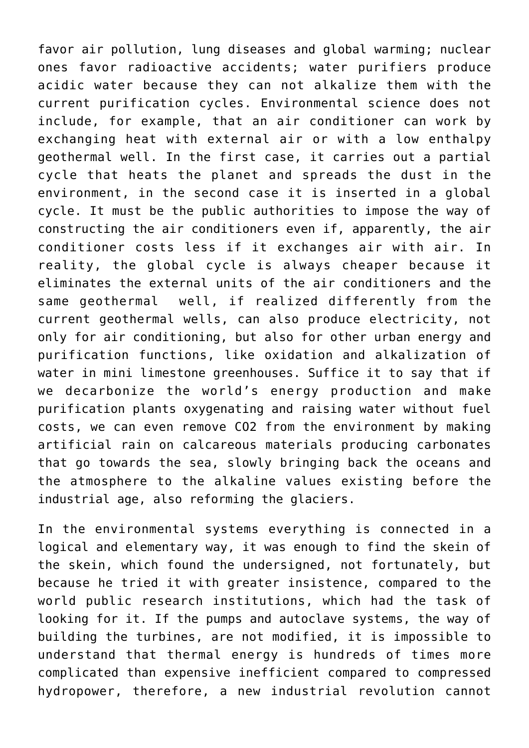favor air pollution, lung diseases and global warming; nuclear ones favor radioactive accidents; water purifiers produce acidic water because they can not alkalize them with the current purification cycles. Environmental science does not include, for example, that an air conditioner can work by exchanging heat with external air or with a low enthalpy geothermal well. In the first case, it carries out a partial cycle that heats the planet and spreads the dust in the environment, in the second case it is inserted in a global cycle. It must be the public authorities to impose the way of constructing the air conditioners even if, apparently, the air conditioner costs less if it exchanges air with air. In reality, the global cycle is always cheaper because it eliminates the external units of the air conditioners and the same geothermal well, if realized differently from the current geothermal wells, can also produce electricity, not only for air conditioning, but also for other urban energy and purification functions, like oxidation and alkalization of water in mini limestone greenhouses. Suffice it to say that if we decarbonize the world's energy production and make purification plants oxygenating and raising water without fuel costs, we can even remove $CO_2$ from the environment by making artificial rain on calcareous materials producing carbonates that go towards the sea, slowly bringing back the oceans and the atmosphere to the alkaline values existing before the industrial age, also reforming the glaciers.

In the environmental systems everything is connected in a logical and elementary way, it was enough to find the skein of the skein, which found the undersigned, not fortunately, but because he tried it with greater insistence, compared to the world public research institutions, which had the task of looking for it. If the pumps and autoclave systems, the way of building the turbines, are not modified, it is impossible to understand that thermal energy is hundreds of times more complicated than expensive inefficient compared to compressed hydropower, therefore, a new industrial revolution cannot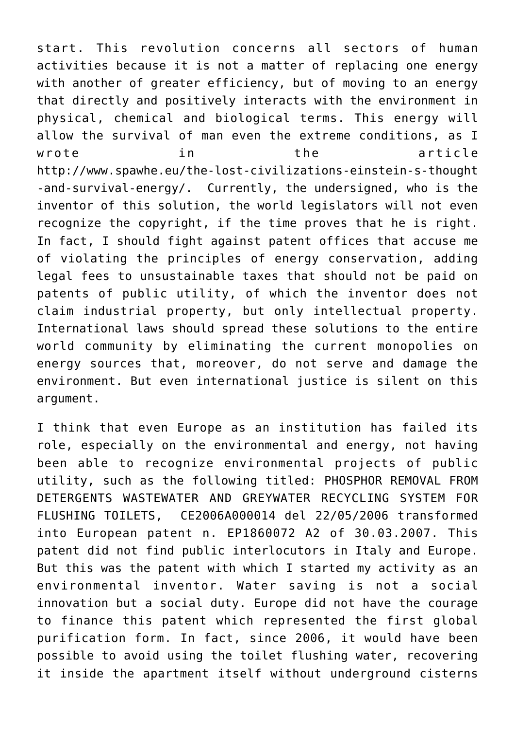start. This revolution concerns all sectors of human activities because it is not a matter of replacing one energy with another of greater efficiency, but of moving to an energy that directly and positively interacts with the environment in physical, chemical and biological terms. This energy will allow the survival of man even the extreme conditions, as I wrote in the article http://www.spawhe.eu/the-lost-civilizations-einstein-s-thought-and-survival-energy/. Currently, the undersigned, who is the inventor of this solution, the world legislators will not even recognize the copyright, if the time proves that he is right. In fact, I should fight against patent offices that accuse me of violating the principles of energy conservation, adding legal fees to unsustainable taxes that should not be paid on patents of public utility, of which the inventor does not claim industrial property, but only intellectual property. International laws should spread these solutions to the entire world community by eliminating the current monopolies on energy sources that, moreover, do not serve and damage the environment. But even international justice is silent on this argument.

I think that even Europe as an institution has failed its role, especially on the environmental and energy, not having been able to recognize environmental projects of public utility, such as the following titled: PHOSPHOR REMOVAL FROM DETERGENTS WASTEWATER AND GREYWATER RECYCLING SYSTEM FOR FLUSHING TOILETS, CE2006A000014 del 22/05/2006 transformed into European patent n. EP1860072 A2 of 30.03.2007. This patent did not find public interlocutors in Italy and Europe. But this was the patent with which I started my activity as an environmental inventor. Water saving is not a social innovation but a social duty. Europe did not have the courage to finance this patent which represented the first global purification form. In fact, since 2006, it would have been possible to avoid using the toilet flushing water, recovering it inside the apartment itself without underground cisterns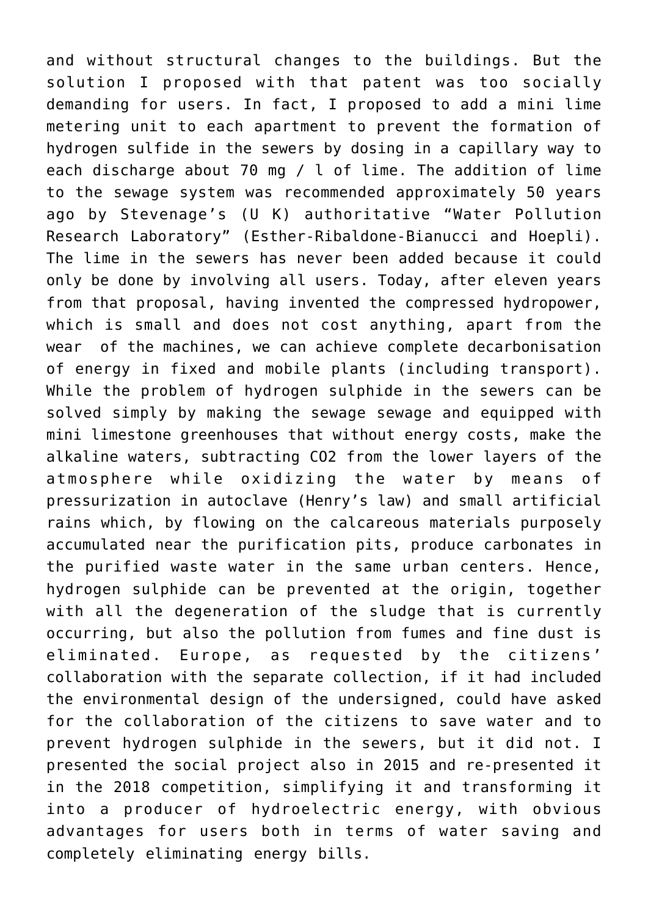and without structural changes to the buildings. But the solution I proposed with that patent was too socially demanding for users. In fact, I proposed to add a mini lime metering unit to each apartment to prevent the formation of hydrogen sulfide in the sewers by dosing in a capillary way to each discharge about 70 mg / l of lime. The addition of lime to the sewage system was recommended approximately 50 years ago by Stevenage's (U K) authoritative "Water Pollution Research Laboratory" (Esther-Ribaldone-Bianucci and Hoepli). The lime in the sewers has never been added because it could only be done by involving all users. Today, after eleven years from that proposal, having invented the compressed hydropower, which is small and does not cost anything, apart from the wear of the machines, we can achieve complete decarbonisation of energy in fixed and mobile plants (including transport). While the problem of hydrogen sulphide in the sewers can be solved simply by making the sewage sewage and equipped with mini limestone greenhouses that without energy costs, make the alkaline waters, subtracting $CO_2$ from the lower layers of the atmosphere while oxidizing the water by means of pressurization in autoclave (Henry's law) and small artificial rains which, by flowing on the calcareous materials purposely accumulated near the purification pits, produce carbonates in the purified waste water in the same urban centers. Hence, hydrogen sulphide can be prevented at the origin, together with all the degeneration of the sludge that is currently occurring, but also the pollution from fumes and fine dust is eliminated. Europe, as requested by the citizens' collaboration with the separate collection, if it had included the environmental design of the undersigned, could have asked for the collaboration of the citizens to save water and to prevent hydrogen sulphide in the sewers, but it did not. I presented the social project also in 2015 and re-presented it in the 2018 competition, simplifying it and transforming it into a producer of hydroelectric energy, with obvious advantages for users both in terms of water saving and completely eliminating energy bills.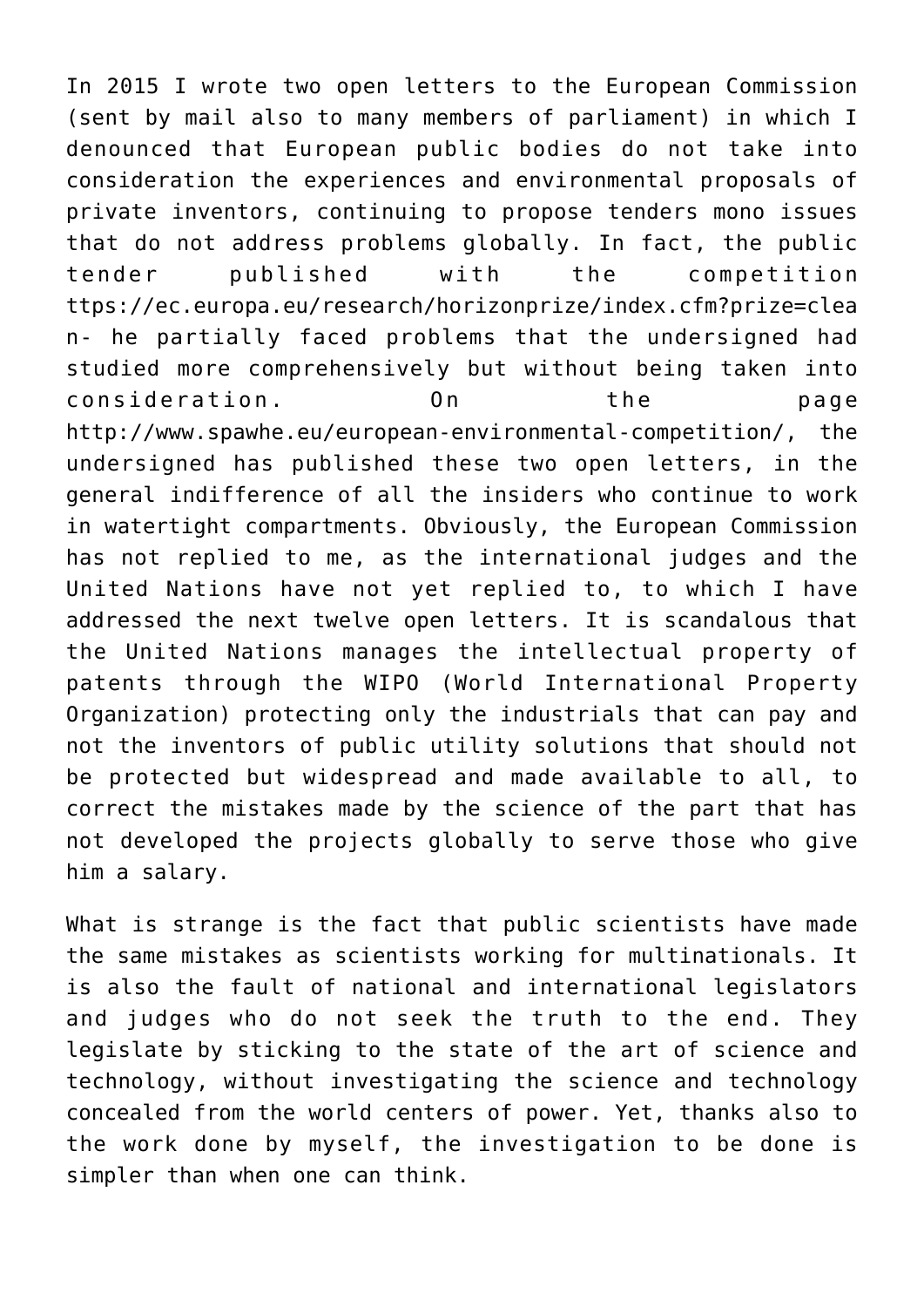In 2015 I wrote two open letters to the European Commission (sent by mail also to many members of parliament) in which I denounced that European public bodies do not take into consideration the experiences and environmental proposals of private inventors, continuing to propose tenders mono issues that do not address problems globally. In fact, the public tender published with the competition ttps://ec.europa.eu/research/horizonprize/index.cfm?prize=clean- he partially faced problems that the undersigned had studied more comprehensively but without being taken into consideration. On the page http://www.spawhe.eu/european-environmental-competition/, the undersigned has published these two open letters, in the general indifference of all the insiders who continue to work in watertight compartments. Obviously, the European Commission has not replied to me, as the international judges and the United Nations have not yet replied to, to which I have addressed the next twelve open letters. It is scandalous that the United Nations manages the intellectual property of patents through the WIPO (World International Property Organization) protecting only the industrials that can pay and not the inventors of public utility solutions that should not be protected but widespread and made available to all, to correct the mistakes made by the science of the part that has not developed the projects globally to serve those who give him a salary.

What is strange is the fact that public scientists have made the same mistakes as scientists working for multinationals. It is also the fault of national and international legislators and judges who do not seek the truth to the end. They legislate by sticking to the state of the art of science and technology, without investigating the science and technology concealed from the world centers of power. Yet, thanks also to the work done by myself, the investigation to be done is simpler than when one can think.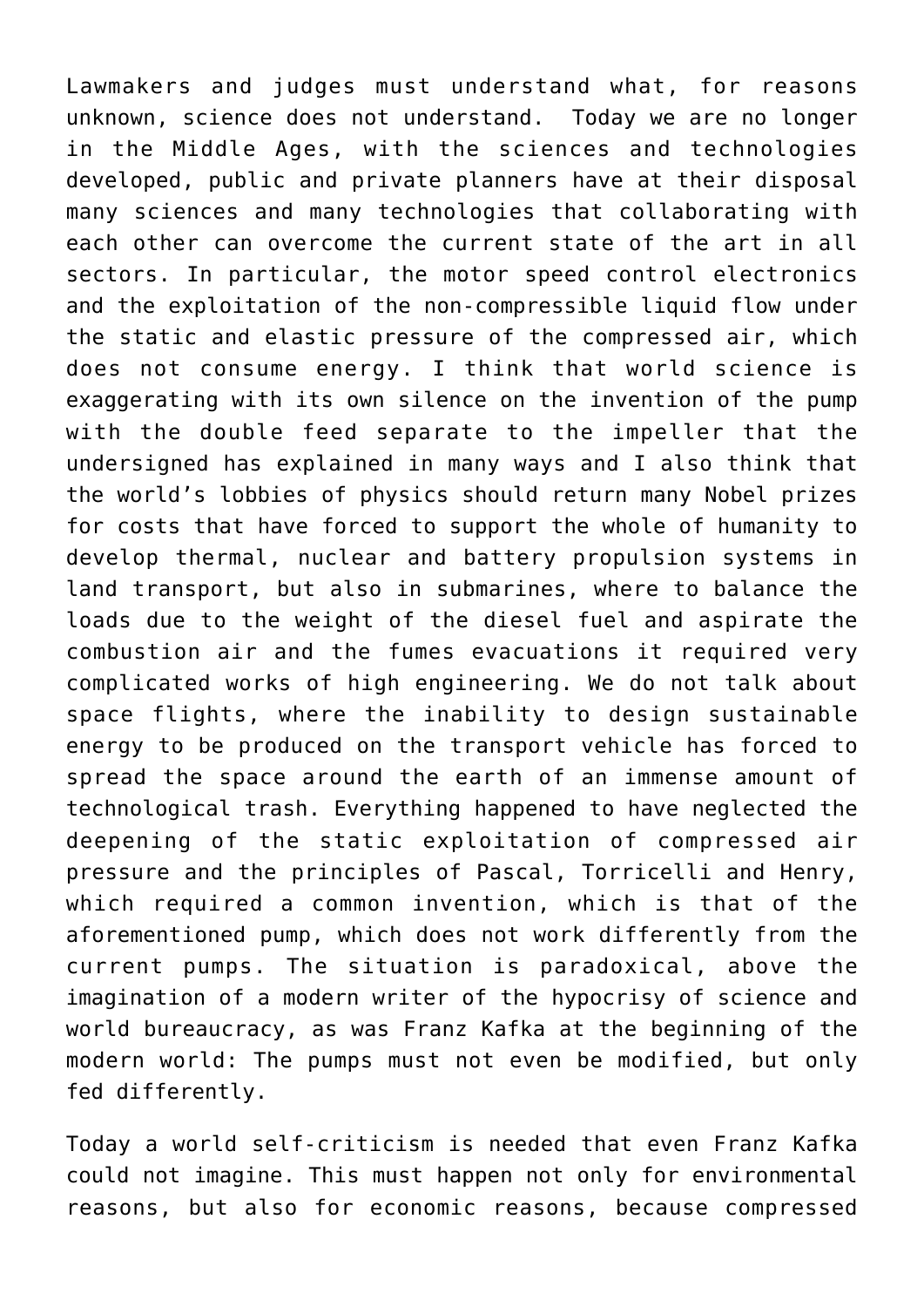Lawmakers and judges must understand what, for reasons unknown, science does not understand. Today we are no longer in the Middle Ages, with the sciences and technologies developed, public and private planners have at their disposal many sciences and many technologies that collaborating with each other can overcome the current state of the art in all sectors. In particular, the motor speed control electronics and the exploitation of the non-compressible liquid flow under the static and elastic pressure of the compressed air, which does not consume energy. I think that world science is exaggerating with its own silence on the invention of the pump with the double feed separate to the impeller that the undersigned has explained in many ways and I also think that the world's lobbies of physics should return many Nobel prizes for costs that have forced to support the whole of humanity to develop thermal, nuclear and battery propulsion systems in land transport, but also in submarines, where to balance the loads due to the weight of the diesel fuel and aspirate the combustion air and the fumes evacuations it required very complicated works of high engineering. We do not talk about space flights, where the inability to design sustainable energy to be produced on the transport vehicle has forced to spread the space around the earth of an immense amount of technological trash. Everything happened to have neglected the deepening of the static exploitation of compressed air pressure and the principles of Pascal, Torricelli and Henry, which required a common invention, which is that of the aforementioned pump, which does not work differently from the current pumps. The situation is paradoxical, above the imagination of a modern writer of the hypocrisy of science and world bureaucracy, as was Franz Kafka at the beginning of the modern world: The pumps must not even be modified, but only fed differently.

Today a world self-criticism is needed that even Franz Kafka could not imagine. This must happen not only for environmental reasons, but also for economic reasons, because compressed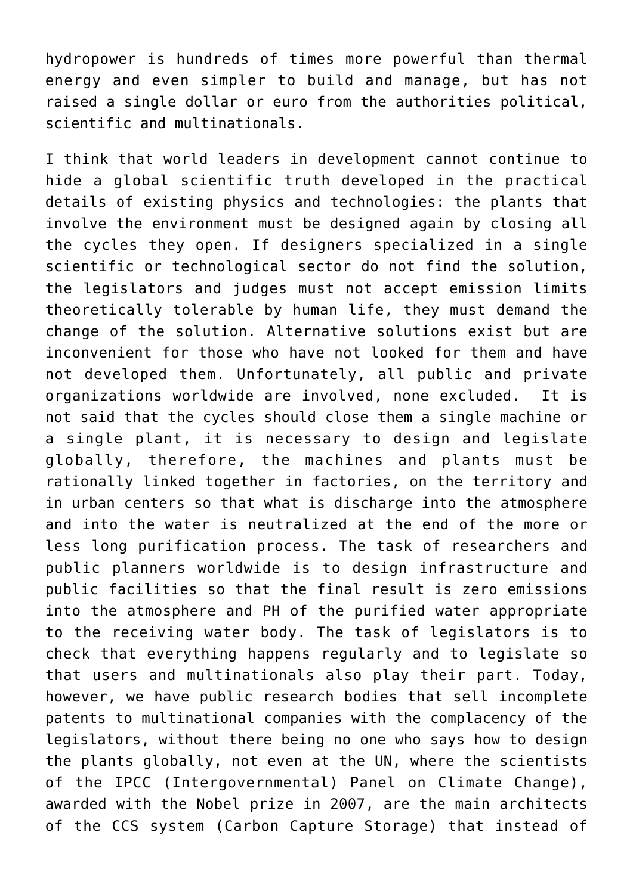hydropower is hundreds of times more powerful than thermal energy and even simpler to build and manage, but has not raised a single dollar or euro from the authorities political, scientific and multinationals.

I think that world leaders in development cannot continue to hide a global scientific truth developed in the practical details of existing physics and technologies: the plants that involve the environment must be designed again by closing all the cycles they open. If designers specialized in a single scientific or technological sector do not find the solution, the legislators and judges must not accept emission limits theoretically tolerable by human life, they must demand the change of the solution. Alternative solutions exist but are inconvenient for those who have not looked for them and have not developed them. Unfortunately, all public and private organizations worldwide are involved, none excluded. It is not said that the cycles should close them a single machine or a single plant, it is necessary to design and legislate globally, therefore, the machines and plants must be rationally linked together in factories, on the territory and in urban centers so that what is discharge into the atmosphere and into the water is neutralized at the end of the more or less long purification process. The task of researchers and public planners worldwide is to design infrastructure and public facilities so that the final result is zero emissions into the atmosphere and PH of the purified water appropriate to the receiving water body. The task of legislators is to check that everything happens regularly and to legislate so that users and multinationals also play their part. Today, however, we have public research bodies that sell incomplete patents to multinational companies with the complacency of the legislators, without there being no one who says how to design the plants globally, not even at the UN, where the scientists of the IPCC (Intergovernmental) Panel on Climate Change), awarded with the Nobel prize in 2007, are the main architects of the CCS system (Carbon Capture Storage) that instead of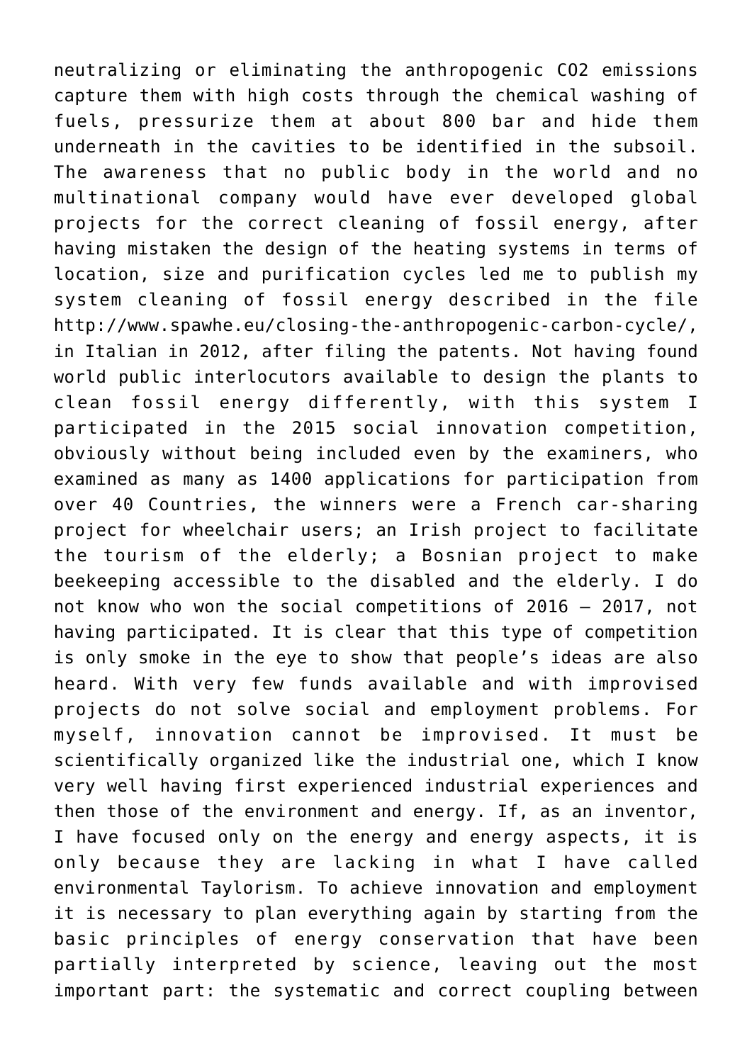neutralizing or eliminating the anthropogenic $CO_2$ emissions capture them with high costs through the chemical washing of fuels, pressurize them at about 800 bar and hide them underneath in the cavities to be identified in the subsoil. The awareness that no public body in the world and no multinational company would have ever developed global projects for the correct cleaning of fossil energy, after having mistaken the design of the heating systems in terms of location, size and purification cycles led me to publish my system cleaning of fossil energy described in the file http://www.spawhe.eu/closing-the-anthropogenic-carbon-cycle/, in Italian in 2012, after filing the patents. Not having found world public interlocutors available to design the plants to clean fossil energy differently, with this system I participated in the 2015 social innovation competition, obviously without being included even by the examiners, who examined as many as 1400 applications for participation from over 40 Countries, the winners were a French car-sharing project for wheelchair users; an Irish project to facilitate the tourism of the elderly; a Bosnian project to make beekeeping accessible to the disabled and the elderly. I do not know who won the social competitions of 2016 – 2017, not having participated. It is clear that this type of competition is only smoke in the eye to show that people's ideas are also heard. With very few funds available and with improvised projects do not solve social and employment problems. For myself, innovation cannot be improvised. It must be scientifically organized like the industrial one, which I know very well having first experienced industrial experiences and then those of the environment and energy. If, as an inventor, I have focused only on the energy and energy aspects, it is only because they are lacking in what I have called environmental Taylorism. To achieve innovation and employment it is necessary to plan everything again by starting from the basic principles of energy conservation that have been partially interpreted by science, leaving out the most important part: the systematic and correct coupling between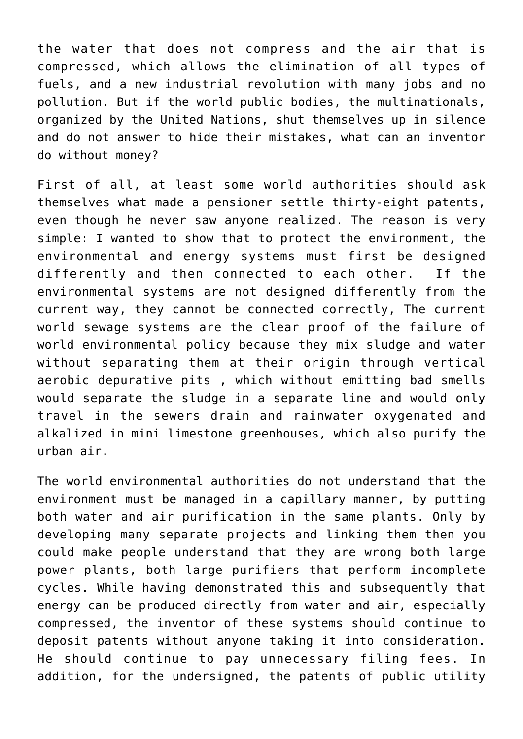the water that does not compress and the air that is compressed, which allows the elimination of all types of fuels, and a new industrial revolution with many jobs and no pollution. But if the world public bodies, the multinationals, organized by the United Nations, shut themselves up in silence and do not answer to hide their mistakes, what can an inventor do without money?

First of all, at least some world authorities should ask themselves what made a pensioner settle thirty-eight patents, even though he never saw anyone realized. The reason is very simple: I wanted to show that to protect the environment, the environmental and energy systems must first be designed differently and then connected to each other.  If the environmental systems are not designed differently from the current way, they cannot be connected correctly, The current world sewage systems are the clear proof of the failure of world environmental policy because they mix sludge and water without separating them at their origin through vertical aerobic depurative pits , which without emitting bad smells would separate the sludge in a separate line and would only travel in the sewers drain and rainwater oxygenated and alkalized in mini limestone greenhouses, which also purify the urban air.

The world environmental authorities do not understand that the environment must be managed in a capillary manner, by putting both water and air purification in the same plants. Only by developing many separate projects and linking them then you could make people understand that they are wrong both large power plants, both large purifiers that perform incomplete cycles. While having demonstrated this and subsequently that energy can be produced directly from water and air, especially compressed, the inventor of these systems should continue to deposit patents without anyone taking it into consideration. He should continue to pay unnecessary filing fees. In addition, for the undersigned, the patents of public utility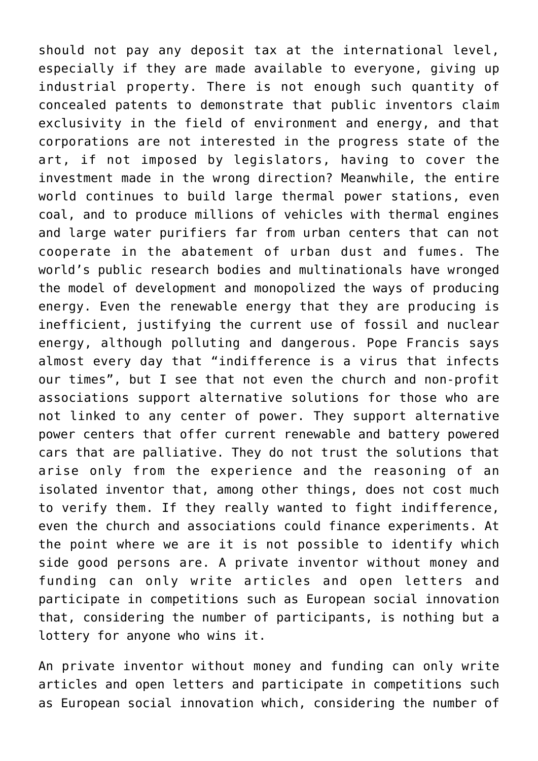should not pay any deposit tax at the international level, especially if they are made available to everyone, giving up industrial property. There is not enough such quantity of concealed patents to demonstrate that public inventors claim exclusivity in the field of environment and energy, and that corporations are not interested in the progress state of the art, if not imposed by legislators, having to cover the investment made in the wrong direction? Meanwhile, the entire world continues to build large thermal power stations, even coal, and to produce millions of vehicles with thermal engines and large water purifiers far from urban centers that can not cooperate in the abatement of urban dust and fumes. The world's public research bodies and multinationals have wronged the model of development and monopolized the ways of producing energy. Even the renewable energy that they are producing is inefficient, justifying the current use of fossil and nuclear energy, although polluting and dangerous. Pope Francis says almost every day that "indifference is a virus that infects our times", but I see that not even the church and non-profit associations support alternative solutions for those who are not linked to any center of power. They support alternative power centers that offer current renewable and battery powered cars that are palliative. They do not trust the solutions that arise only from the experience and the reasoning of an isolated inventor that, among other things, does not cost much to verify them. If they really wanted to fight indifference, even the church and associations could finance experiments. At the point where we are it is not possible to identify which side good persons are. A private inventor without money and funding can only write articles and open letters and participate in competitions such as European social innovation that, considering the number of participants, is nothing but a lottery for anyone who wins it.

An private inventor without money and funding can only write articles and open letters and participate in competitions such as European social innovation which, considering the number of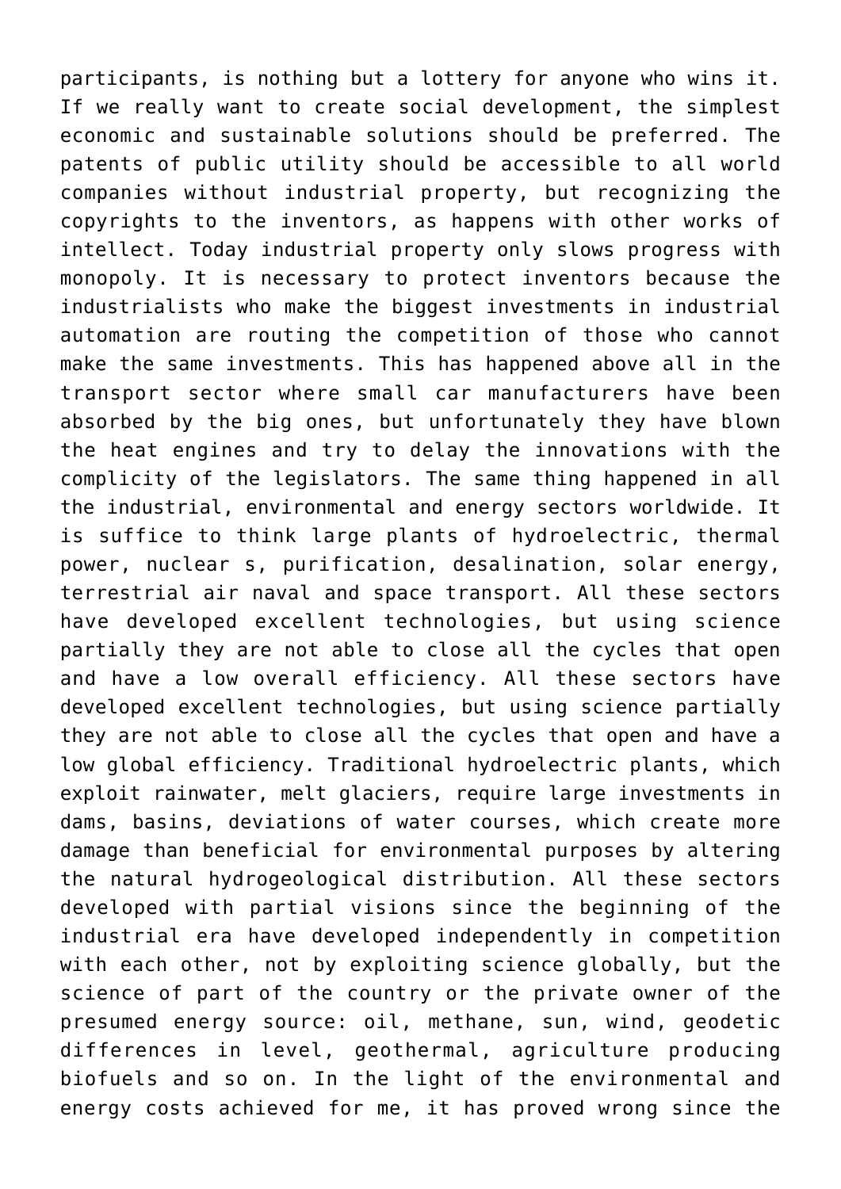participants, is nothing but a lottery for anyone who wins it. If we really want to create social development, the simplest economic and sustainable solutions should be preferred. The patents of public utility should be accessible to all world companies without industrial property, but recognizing the copyrights to the inventors, as happens with other works of intellect. Today industrial property only slows progress with monopoly. It is necessary to protect inventors because the industrialists who make the biggest investments in industrial automation are routing the competition of those who cannot make the same investments. This has happened above all in the transport sector where small car manufacturers have been absorbed by the big ones, but unfortunately they have blown the heat engines and try to delay the innovations with the complicity of the legislators. The same thing happened in all the industrial, environmental and energy sectors worldwide. It is suffice to think large plants of hydroelectric, thermal power, nuclear s, purification, desalination, solar energy, terrestrial air naval and space transport. All these sectors have developed excellent technologies, but using science partially they are not able to close all the cycles that open and have a low overall efficiency. All these sectors have developed excellent technologies, but using science partially they are not able to close all the cycles that open and have a low global efficiency. Traditional hydroelectric plants, which exploit rainwater, melt glaciers, require large investments in dams, basins, deviations of water courses, which create more damage than beneficial for environmental purposes by altering the natural hydrogeological distribution. All these sectors developed with partial visions since the beginning of the industrial era have developed independently in competition with each other, not by exploiting science globally, but the science of part of the country or the private owner of the presumed energy source: oil, methane, sun, wind, geodetic differences in level, geothermal, agriculture producing biofuels and so on. In the light of the environmental and energy costs achieved for me, it has proved wrong since the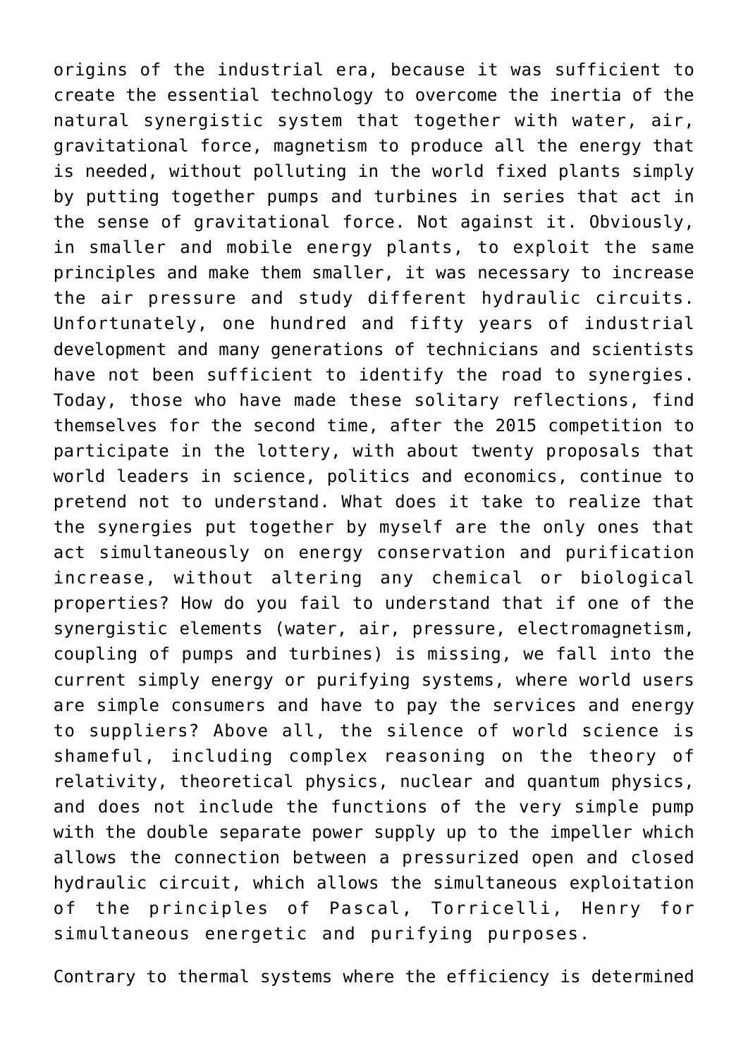origins of the industrial era, because it was sufficient to create the essential technology to overcome the inertia of the natural synergistic system that together with water, air, gravitational force, magnetism to produce all the energy that is needed, without polluting in the world fixed plants simply by putting together pumps and turbines in series that act in the sense of gravitational force. Not against it. Obviously, in smaller and mobile energy plants, to exploit the same principles and make them smaller, it was necessary to increase the air pressure and study different hydraulic circuits. Unfortunately, one hundred and fifty years of industrial development and many generations of technicians and scientists have not been sufficient to identify the road to synergies. Today, those who have made these solitary reflections, find themselves for the second time, after the 2015 competition to participate in the lottery, with about twenty proposals that world leaders in science, politics and economics, continue to pretend not to understand. What does it take to realize that the synergies put together by myself are the only ones that act simultaneously on energy conservation and purification increase, without altering any chemical or biological properties? How do you fail to understand that if one of the synergistic elements (water, air, pressure, electromagnetism, coupling of pumps and turbines) is missing, we fall into the current simply energy or purifying systems, where world users are simple consumers and have to pay the services and energy to suppliers? Above all, the silence of world science is shameful, including complex reasoning on the theory of relativity, theoretical physics, nuclear and quantum physics, and does not include the functions of the very simple pump with the double separate power supply up to the impeller which allows the connection between a pressurized open and closed hydraulic circuit, which allows the simultaneous exploitation of the principles of Pascal, Torricelli, Henry for simultaneous energetic and purifying purposes.

Contrary to thermal systems where the efficiency is determined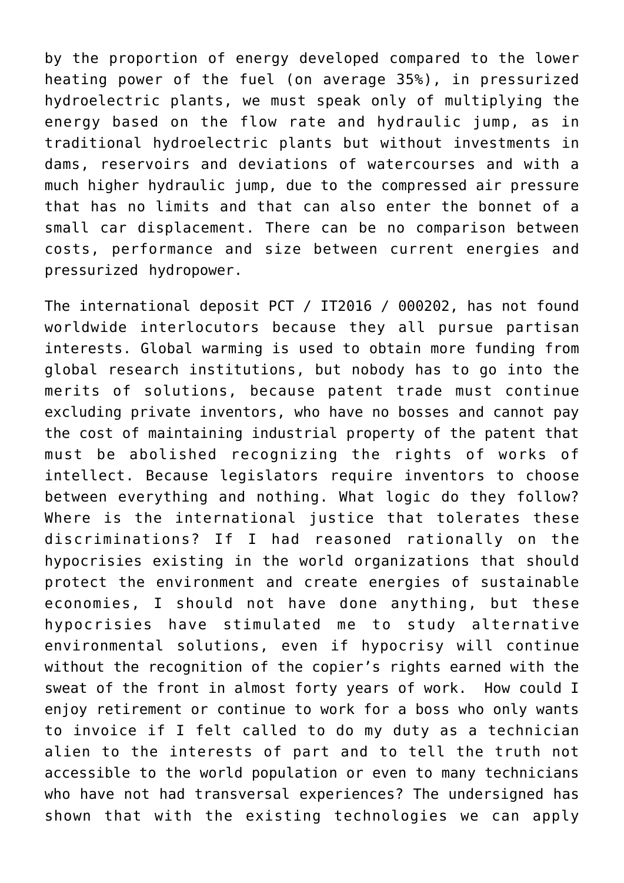by the proportion of energy developed compared to the lower heating power of the fuel (on average 35%), in pressurized hydroelectric plants, we must speak only of multiplying the energy based on the flow rate and hydraulic jump, as in traditional hydroelectric plants but without investments in dams, reservoirs and deviations of watercourses and with a much higher hydraulic jump, due to the compressed air pressure that has no limits and that can also enter the bonnet of a small car displacement. There can be no comparison between costs, performance and size between current energies and pressurized hydropower.

The international deposit PCT / IT2016 / 000202, has not found worldwide interlocutors because they all pursue partisan interests. Global warming is used to obtain more funding from global research institutions, but nobody has to go into the merits of solutions, because patent trade must continue excluding private inventors, who have no bosses and cannot pay the cost of maintaining industrial property of the patent that must be abolished recognizing the rights of works of intellect. Because legislators require inventors to choose between everything and nothing. What logic do they follow? Where is the international justice that tolerates these discriminations? If I had reasoned rationally on the hypocrisies existing in the world organizations that should protect the environment and create energies of sustainable economies, I should not have done anything, but these hypocrisies have stimulated me to study alternative environmental solutions, even if hypocrisy will continue without the recognition of the copier's rights earned with the sweat of the front in almost forty years of work. How could I enjoy retirement or continue to work for a boss who only wants to invoice if I felt called to do my duty as a technician alien to the interests of part and to tell the truth not accessible to the world population or even to many technicians who have not had transversal experiences? The undersigned has shown that with the existing technologies we can apply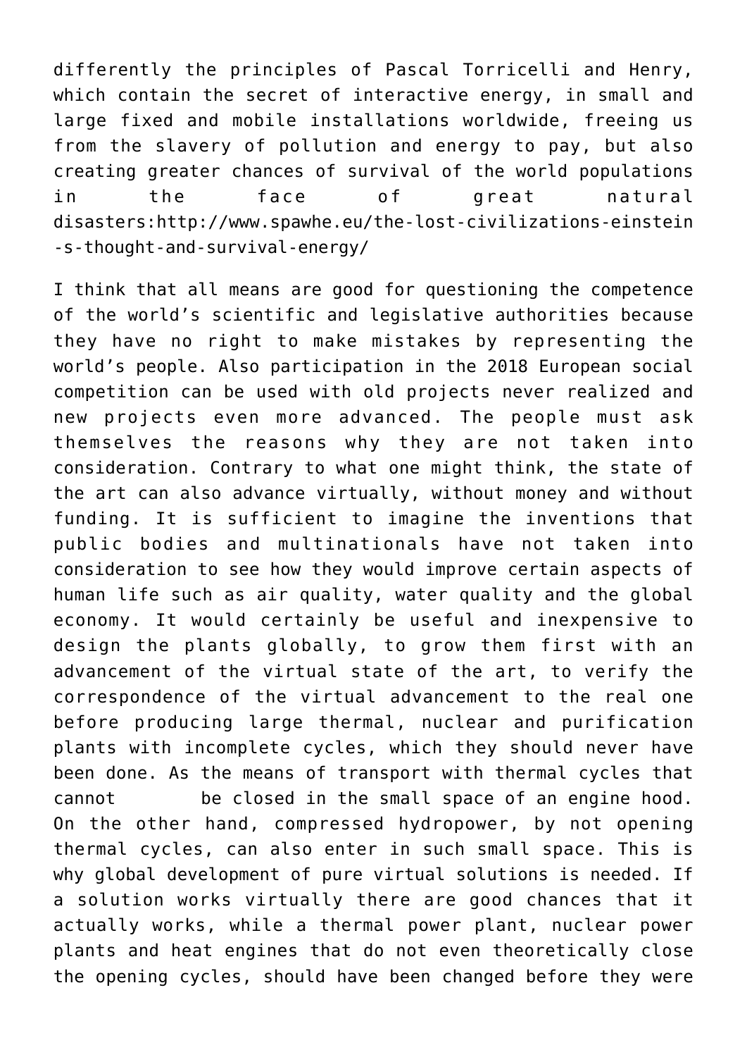differently the principles of Pascal Torricelli and Henry, which contain the secret of interactive energy, in small and large fixed and mobile installations worldwide, freeing us from the slavery of pollution and energy to pay, but also creating greater chances of survival of the world populations in the face of great natural disasters:http://www.spawhe.eu/the-lost-civilizations-einstein-s-thought-and-survival-energy/

I think that all means are good for questioning the competence of the world's scientific and legislative authorities because they have no right to make mistakes by representing the world's people. Also participation in the 2018 European social competition can be used with old projects never realized and new projects even more advanced. The people must ask themselves the reasons why they are not taken into consideration. Contrary to what one might think, the state of the art can also advance virtually, without money and without funding. It is sufficient to imagine the inventions that public bodies and multinationals have not taken into consideration to see how they would improve certain aspects of human life such as air quality, water quality and the global economy. It would certainly be useful and inexpensive to design the plants globally, to grow them first with an advancement of the virtual state of the art, to verify the correspondence of the virtual advancement to the real one before producing large thermal, nuclear and purification plants with incomplete cycles, which they should never have been done. As the means of transport with thermal cycles that cannot be closed in the small space of an engine hood. On the other hand, compressed hydropower, by not opening thermal cycles, can also enter in such small space. This is why global development of pure virtual solutions is needed. If a solution works virtually there are good chances that it actually works, while a thermal power plant, nuclear power plants and heat engines that do not even theoretically close the opening cycles, should have been changed before they were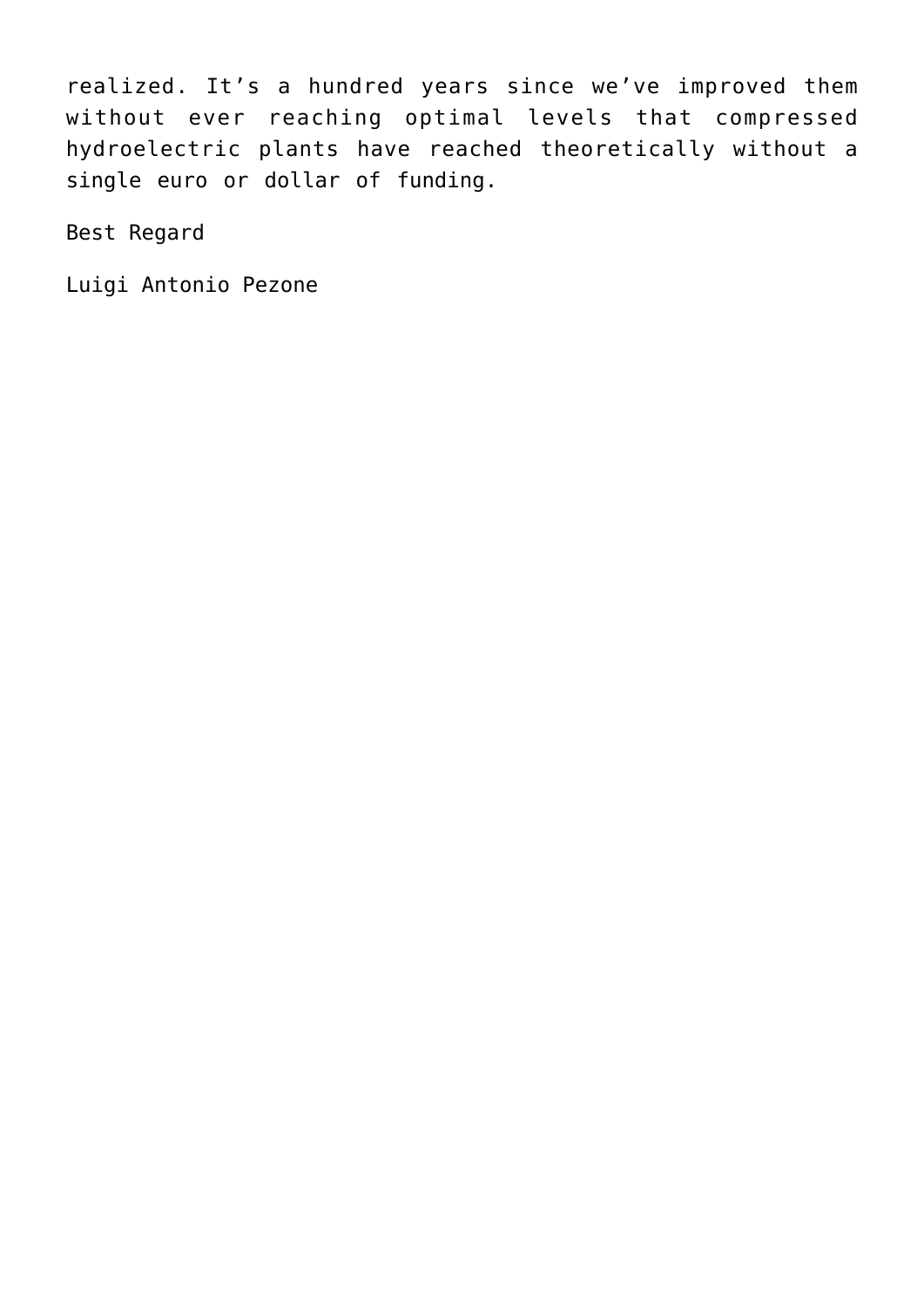realized. It’s a hundred years since we’ve improved them without ever reaching optimal levels that compressed hydroelectric plants have reached theoretically without a single euro or dollar of funding.

Best Regard

Luigi Antonio Pezone